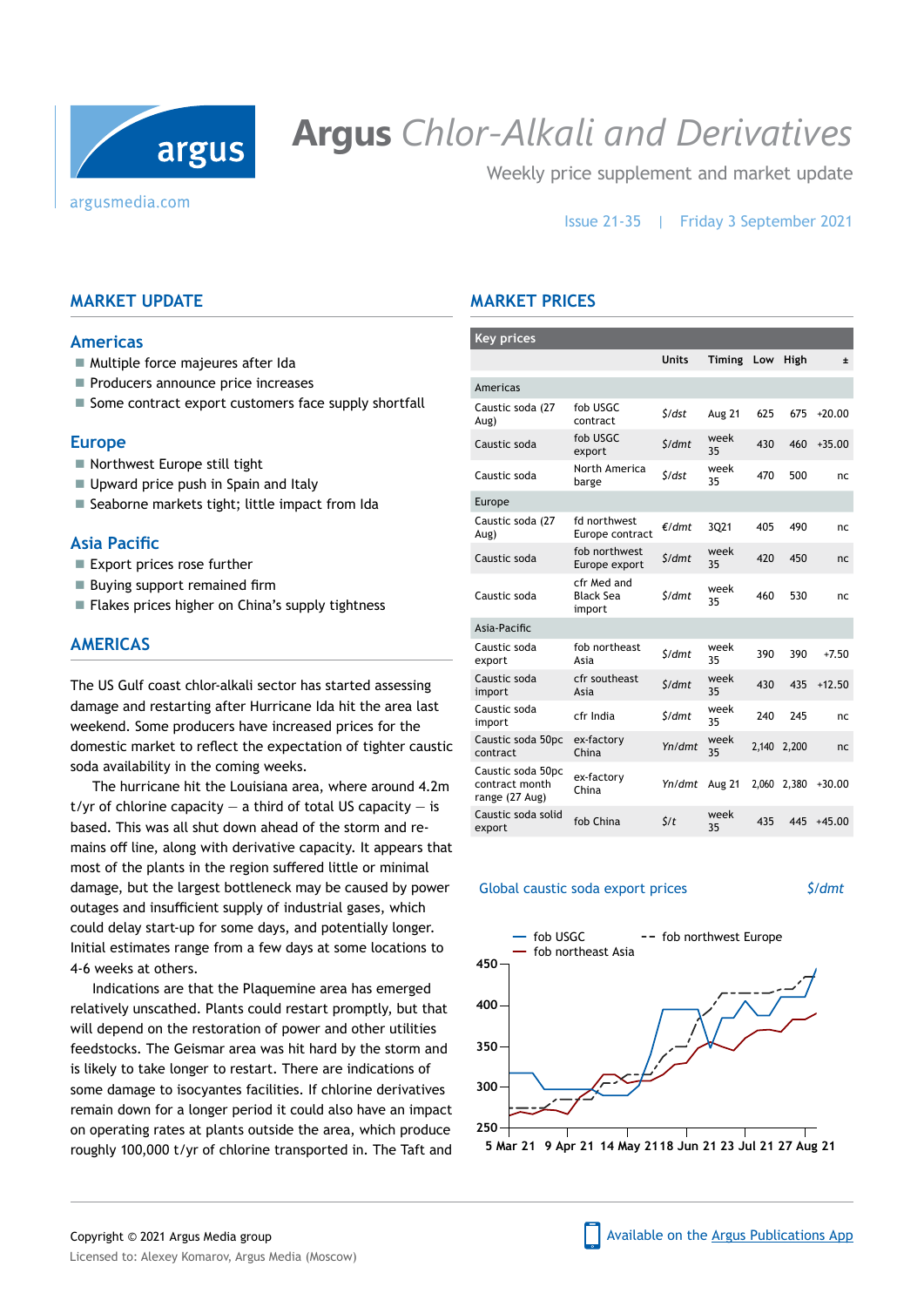# Argus *Chlor-Alkali and Derivatives*

Weekly price supplement and market update

argusmedia.com

Issue 21-35 | Friday 3 September 2021

## MARKET UPDATE

### Americas

- Multiple force majeures after Ida
- Producers announce price increases
- Some contract export customers face supply shortfall

### Europe

- Northwest Europe still tight
- Upward price push in Spain and Italy
- Seaborne markets tight; little impact from Ida

### Asia Pacific

- Export prices rose further
- Buying support remained firm
- Flakes prices higher on China's supply tightness

## AMERICAS

The US Gulf coast chlor-alkali sector has started assessing damage and restarting after Hurricane Ida hit the area last weekend. Some producers have increased prices for the domestic market to reflect the expectation of tighter caustic soda availability in the coming weeks.

The hurricane hit the Louisiana area, where around 4.2m t/yr of chlorine capacity — a third of total US capacity — is based. This was all shut down ahead of the storm and remains off line, along with derivative capacity. It appears that most of the plants in the region suffered little or minimal damage, but the largest bottleneck may be caused by power outages and insufficient supply of industrial gases, which could delay start-up for some days, and potentially longer. Initial estimates range from a few days at some locations to 4-6 weeks at others.

Indications are that the Plaquemine area has emerged relatively unscathed. Plants could restart promptly, but that will depend on the restoration of power and other utilities feedstocks. The Geismar area was hit hard by the storm and is likely to take longer to restart. There are indications of some damage to isocyantes facilities. If chlorine derivatives remain down for a longer period it could also have an impact on operating rates at plants outside the area, which produce roughly 100,000 t/yr of chlorine transported in. The Taft and

## MARKET PRICES

**Key prices**

| | | Units | Timing | Low | High | ± |
|---|---|---|---|---|---|---|
| **Americas** | | | | | | |
| Caustic soda (27 Aug) | fob USGC contract | $/dst | Aug 21 | 625 | 675 | +20.00 |
| Caustic soda | fob USGC export | $/dmt | week 35 | 430 | 460 | +35.00 |
| Caustic soda | North America barge | $/dst | week 35 | 470 | 500 | nc |
| **Europe** | | | | | | |
| Caustic soda (27 Aug) | fd northwest Europe contract | €/dmt | 3Q21 | 405 | 490 | nc |
| Caustic soda | fob northwest Europe export | $/dmt | week 35 | 420 | 450 | nc |
| Caustic soda | cfr Med and Black Sea import | $/dmt | week 35 | 460 | 530 | nc |
| **Asia-Pacific** | | | | | | |
| Caustic soda export | fob northeast Asia | $/dmt | week 35 | 390 | 390 | +7.50 |
| Caustic soda import | cfr southeast Asia | $/dmt | week 35 | 430 | 435 | +12.50 |
| Caustic soda import | cfr India | $/dmt | week 35 | 240 | 245 | nc |
| Caustic soda 50pc contract | ex-factory China | Yn/dmt | week 35 | 2,140 | 2,200 | nc |
| Caustic soda 50pc contract month range (27 Aug) | ex-factory China | Yn/dmt | Aug 21 | 2,060 | 2,380 | +30.00 |
| Caustic soda solid export | fob China | $/t | week 35 | 435 | 445 | +45.00 |

**Global caustic soda export prices** $/dmt

Legend: fob USGC; fob northwest Europe; fob northeast Asia

Copyright © 2021 Argus Media group

Licensed to: Alexey Komarov, Argus Media (Moscow)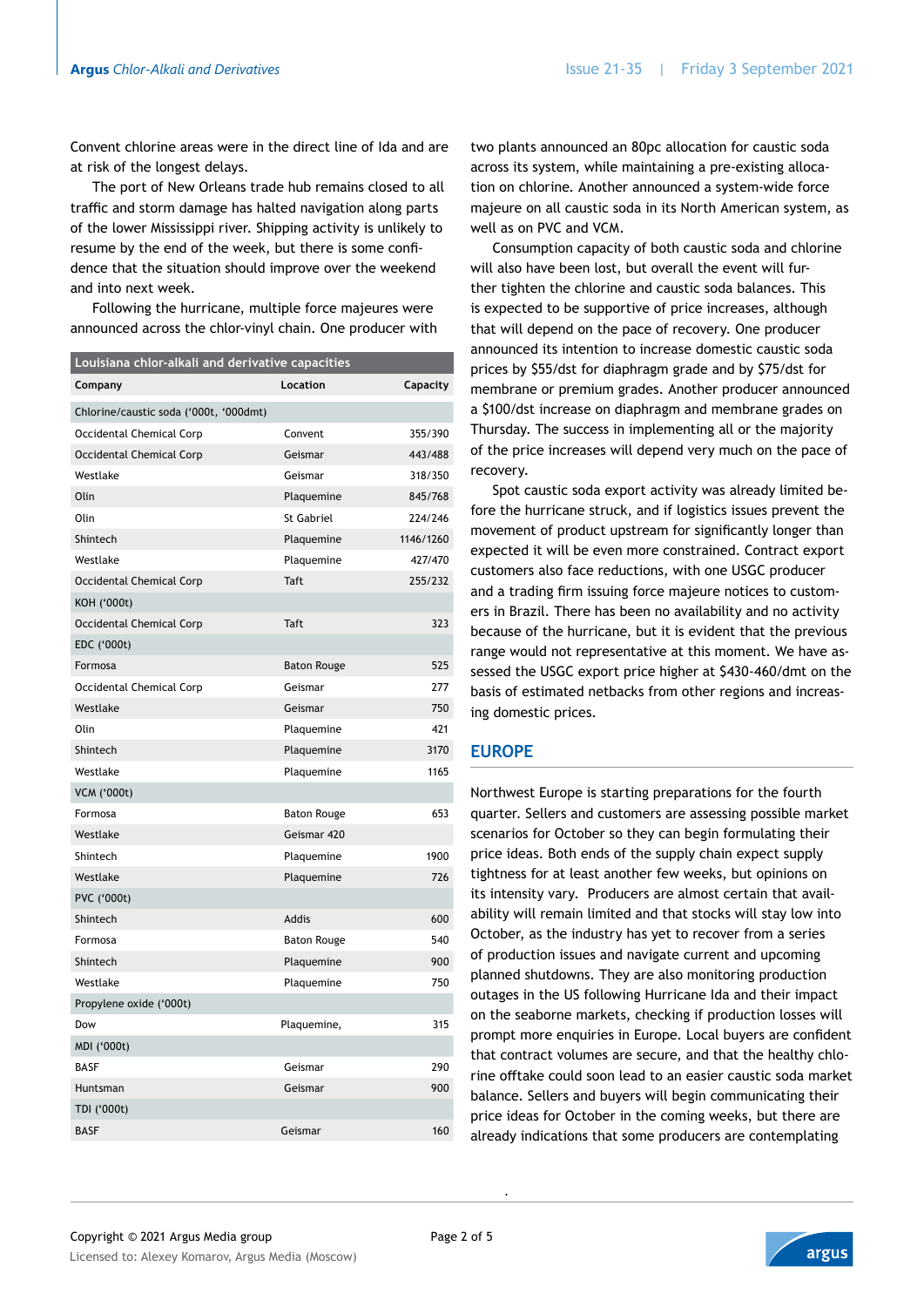Convent chlorine areas were in the direct line of Ida and are at risk of the longest delays.

The port of New Orleans trade hub remains closed to all traffic and storm damage has halted navigation along parts of the lower Mississippi river. Shipping activity is unlikely to resume by the end of the week, but there is some confidence that the situation should improve over the weekend and into next week.

Following the hurricane, multiple force majeures were announced across the chlor-vinyl chain. One producer with two plants announced an 80pc allocation for caustic soda across its system, while maintaining a pre-existing allocation on chlorine. Another announced a system-wide force majeure on all caustic soda in its North American system, as well as on PVC and VCM.

**Louisiana chlor-alkali and derivative capacities**

| Company | Location | Capacity |
|---|---|---|
| Chlorine/caustic soda ('000t, '000dmt) | | |
| Occidental Chemical Corp | Convent | 355/390 |
| Occidental Chemical Corp | Geismar | 443/488 |
| Westlake | Geismar | 318/350 |
| Olin | Plaquemine | 845/768 |
| Olin | St Gabriel | 224/246 |
| Shintech | Plaquemine | 1146/1260 |
| Westlake | Plaquemine | 427/470 |
| Occidental Chemical Corp | Taft | 255/232 |
| KOH ('000t) | | |
| Occidental Chemical Corp | Taft | 323 |
| EDC ('000t) | | |
| Formosa | Baton Rouge | 525 |
| Occidental Chemical Corp | Geismar | 277 |
| Westlake | Geismar | 750 |
| Olin | Plaquemine | 421 |
| Shintech | Plaquemine | 3170 |
| Westlake | Plaquemine | 1165 |
| VCM ('000t) | | |
| Formosa | Baton Rouge | 653 |
| Westlake | Geismar 420 | |
| Shintech | Plaquemine | 1900 |
| Westlake | Plaquemine | 726 |
| PVC ('000t) | | |
| Shintech | Addis | 600 |
| Formosa | Baton Rouge | 540 |
| Shintech | Plaquemine | 900 |
| Westlake | Plaquemine | 750 |
| Propylene oxide ('000t) | | |
| Dow | Plaquemine, | 315 |
| MDI ('000t) | | |
| BASF | Geismar | 290 |
| Huntsman | Geismar | 900 |
| TDI ('000t) | | |
| BASF | Geismar | 160 |

Consumption capacity of both caustic soda and chlorine will also have been lost, but overall the event will further tighten the chlorine and caustic soda balances. This is expected to be supportive of price increases, although that will depend on the pace of recovery. One producer announced its intention to increase domestic caustic soda prices by $55/dst for diaphragm grade and by $75/dst for membrane or premium grades. Another producer announced a $100/dst increase on diaphragm and membrane grades on Thursday. The success in implementing all or the majority of the price increases will depend very much on the pace of recovery.

Spot caustic soda export activity was already limited before the hurricane struck, and if logistics issues prevent the movement of product upstream for significantly longer than expected it will be even more constrained. Contract export customers also face reductions, with one USGC producer and a trading firm issuing force majeure notices to customers in Brazil. There has been no availability and no activity because of the hurricane, but it is evident that the previous range would not representative at this moment. We have assessed the USGC export price higher at $430-460/dmt on the basis of estimated netbacks from other regions and increasing domestic prices.

## EUROPE

Northwest Europe is starting preparations for the fourth quarter. Sellers and customers are assessing possible market scenarios for October so they can begin formulating their price ideas. Both ends of the supply chain expect supply tightness for at least another few weeks, but opinions on its intensity vary. Producers are almost certain that availability will remain limited and that stocks will stay low into October, as the industry has yet to recover from a series of production issues and navigate current and upcoming planned shutdowns. They are also monitoring production outages in the US following Hurricane Ida and their impact on the seaborne markets, checking if production losses will prompt more enquiries in Europe. Local buyers are confident that contract volumes are secure, and that the healthy chlorine offtake could soon lead to an easier caustic soda market balance. Sellers and buyers will begin communicating their price ideas for October in the coming weeks, but there are already indications that some producers are contemplating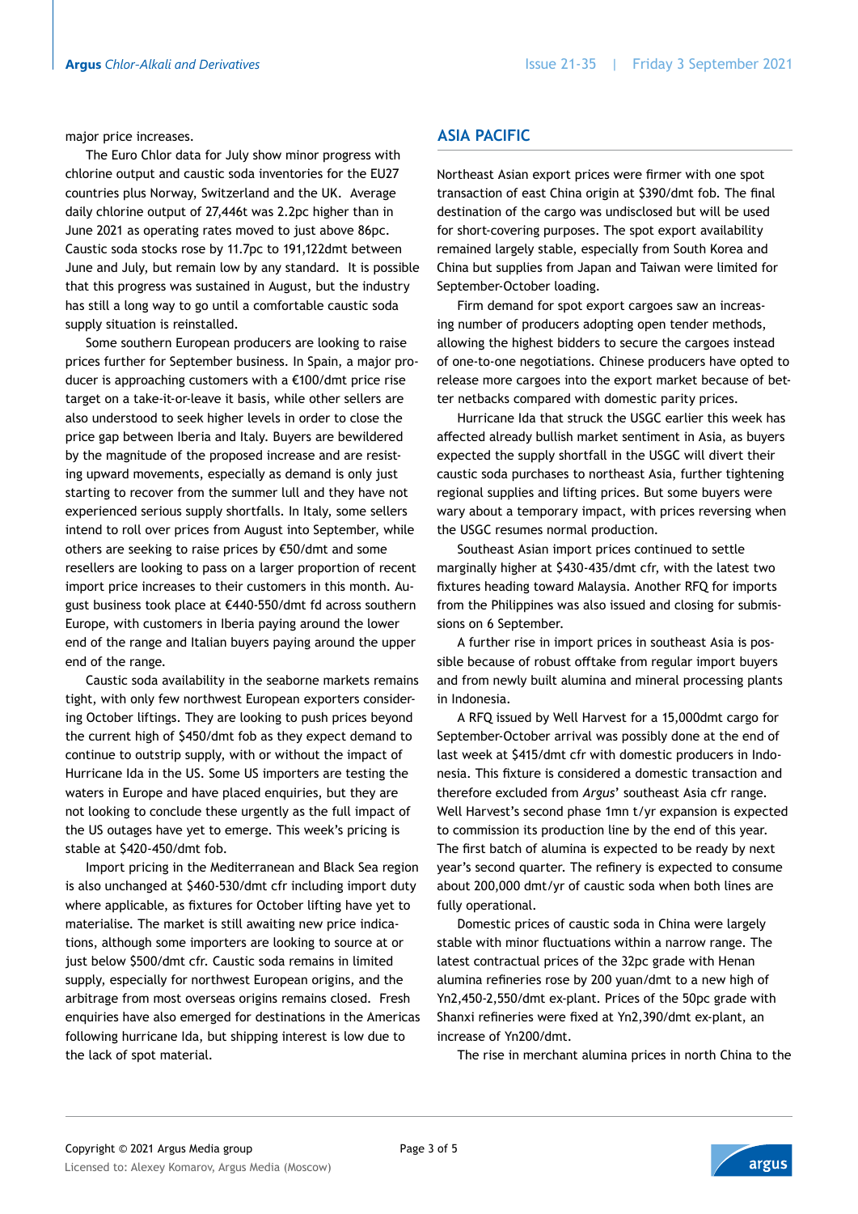major price increases.

The Euro Chlor data for July show minor progress with chlorine output and caustic soda inventories for the EU27 countries plus Norway, Switzerland and the UK. Average daily chlorine output of 27,446t was 2.2pc higher than in June 2021 as operating rates moved to just above 86pc. Caustic soda stocks rose by 11.7pc to 191,122dmt between June and July, but remain low by any standard. It is possible that this progress was sustained in August, but the industry has still a long way to go until a comfortable caustic soda supply situation is reinstalled.

Some southern European producers are looking to raise prices further for September business. In Spain, a major producer is approaching customers with a €100/dmt price rise target on a take-it-or-leave it basis, while other sellers are also understood to seek higher levels in order to close the price gap between Iberia and Italy. Buyers are bewildered by the magnitude of the proposed increase and are resisting upward movements, especially as demand is only just starting to recover from the summer lull and they have not experienced serious supply shortfalls. In Italy, some sellers intend to roll over prices from August into September, while others are seeking to raise prices by €50/dmt and some resellers are looking to pass on a larger proportion of recent import price increases to their customers in this month. August business took place at €440-550/dmt fd across southern Europe, with customers in Iberia paying around the lower end of the range and Italian buyers paying around the upper end of the range.

Caustic soda availability in the seaborne markets remains tight, with only few northwest European exporters considering October liftings. They are looking to push prices beyond the current high of $450/dmt fob as they expect demand to continue to outstrip supply, with or without the impact of Hurricane Ida in the US. Some US importers are testing the waters in Europe and have placed enquiries, but they are not looking to conclude these urgently as the full impact of the US outages have yet to emerge. This week's pricing is stable at $420-450/dmt fob.

Import pricing in the Mediterranean and Black Sea region is also unchanged at $460-530/dmt cfr including import duty where applicable, as fixtures for October lifting have yet to materialise. The market is still awaiting new price indications, although some importers are looking to source at or just below $500/dmt cfr. Caustic soda remains in limited supply, especially for northwest European origins, and the arbitrage from most overseas origins remains closed. Fresh enquiries have also emerged for destinations in the Americas following hurricane Ida, but shipping interest is low due to the lack of spot material.

## ASIA PACIFIC

Northeast Asian export prices were firmer with one spot transaction of east China origin at $390/dmt fob. The final destination of the cargo was undisclosed but will be used for short-covering purposes. The spot export availability remained largely stable, especially from South Korea and China but supplies from Japan and Taiwan were limited for September-October loading.

Firm demand for spot export cargoes saw an increasing number of producers adopting open tender methods, allowing the highest bidders to secure the cargoes instead of one-to-one negotiations. Chinese producers have opted to release more cargoes into the export market because of better netbacks compared with domestic parity prices.

Hurricane Ida that struck the USGC earlier this week has affected already bullish market sentiment in Asia, as buyers expected the supply shortfall in the USGC will divert their caustic soda purchases to northeast Asia, further tightening regional supplies and lifting prices. But some buyers were wary about a temporary impact, with prices reversing when the USGC resumes normal production.

Southeast Asian import prices continued to settle marginally higher at $430-435/dmt cfr, with the latest two fixtures heading toward Malaysia. Another RFQ for imports from the Philippines was also issued and closing for submissions on 6 September.

A further rise in import prices in southeast Asia is possible because of robust offtake from regular import buyers and from newly built alumina and mineral processing plants in Indonesia.

A RFQ issued by Well Harvest for a 15,000dmt cargo for September-October arrival was possibly done at the end of last week at $415/dmt cfr with domestic producers in Indonesia. This fixture is considered a domestic transaction and therefore excluded from *Argus*' southeast Asia cfr range. Well Harvest's second phase 1mn t/yr expansion is expected to commission its production line by the end of this year. The first batch of alumina is expected to be ready by next year's second quarter. The refinery is expected to consume about 200,000 dmt/yr of caustic soda when both lines are fully operational.

Domestic prices of caustic soda in China were largely stable with minor fluctuations within a narrow range. The latest contractual prices of the 32pc grade with Henan alumina refineries rose by 200 yuan/dmt to a new high of Yn2,450-2,550/dmt ex-plant. Prices of the 50pc grade with Shanxi refineries were fixed at Yn2,390/dmt ex-plant, an increase of Yn200/dmt.

The rise in merchant alumina prices in north China to the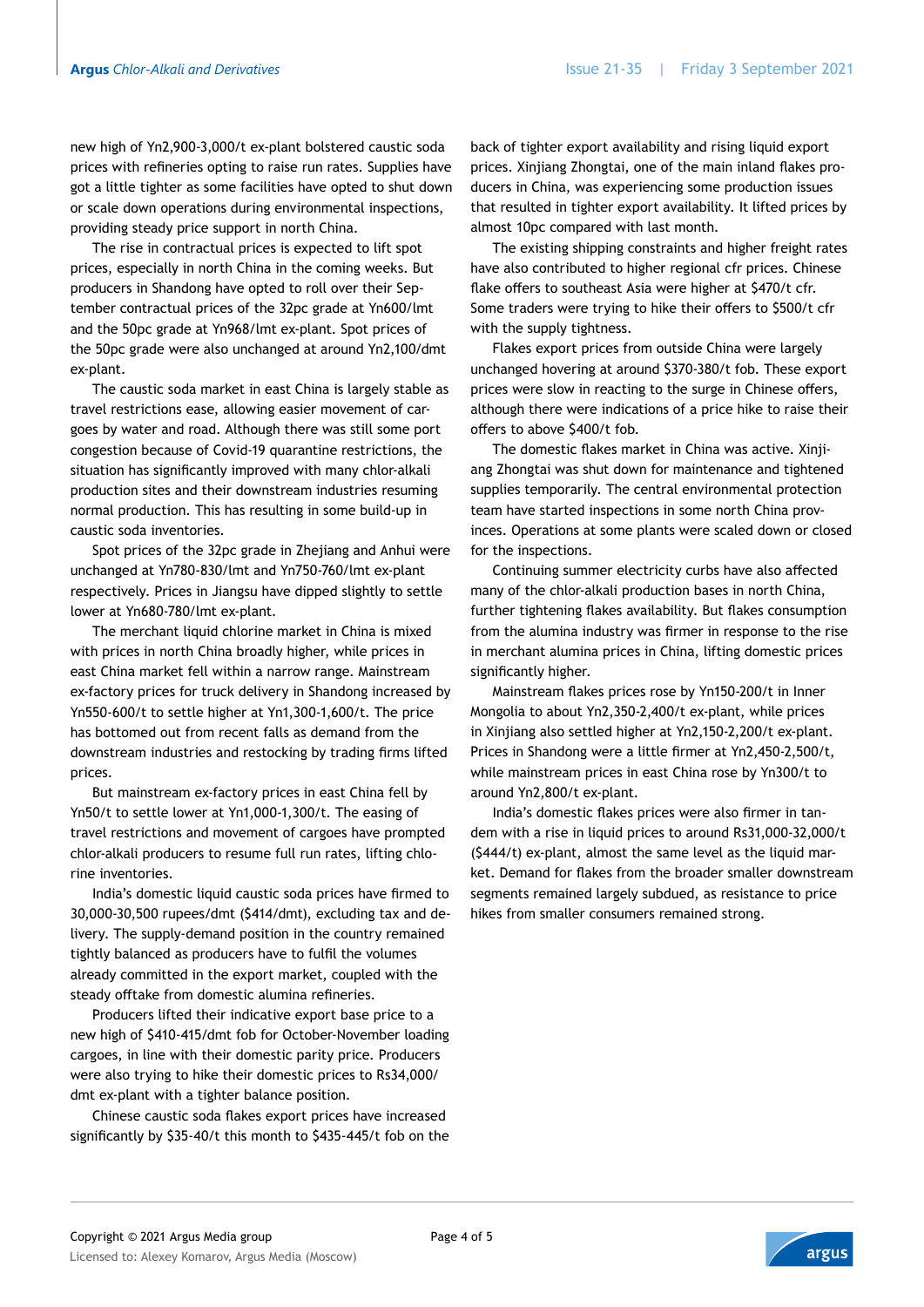new high of Yn2,900-3,000/t ex-plant bolstered caustic soda prices with refineries opting to raise run rates. Supplies have got a little tighter as some facilities have opted to shut down or scale down operations during environmental inspections, providing steady price support in north China.

The rise in contractual prices is expected to lift spot prices, especially in north China in the coming weeks. But producers in Shandong have opted to roll over their September contractual prices of the 32pc grade at Yn600/lmt and the 50pc grade at Yn968/lmt ex-plant. Spot prices of the 50pc grade were also unchanged at around Yn2,100/dmt ex-plant.

The caustic soda market in east China is largely stable as travel restrictions ease, allowing easier movement of cargoes by water and road. Although there was still some port congestion because of Covid-19 quarantine restrictions, the situation has significantly improved with many chlor-alkali production sites and their downstream industries resuming normal production. This has resulting in some build-up in caustic soda inventories.

Spot prices of the 32pc grade in Zhejiang and Anhui were unchanged at Yn780-830/lmt and Yn750-760/lmt ex-plant respectively. Prices in Jiangsu have dipped slightly to settle lower at Yn680-780/lmt ex-plant.

The merchant liquid chlorine market in China is mixed with prices in north China broadly higher, while prices in east China market fell within a narrow range. Mainstream ex-factory prices for truck delivery in Shandong increased by Yn550-600/t to settle higher at Yn1,300-1,600/t. The price has bottomed out from recent falls as demand from the downstream industries and restocking by trading firms lifted prices.

But mainstream ex-factory prices in east China fell by Yn50/t to settle lower at Yn1,000-1,300/t. The easing of travel restrictions and movement of cargoes have prompted chlor-alkali producers to resume full run rates, lifting chlorine inventories.

India's domestic liquid caustic soda prices have firmed to 30,000-30,500 rupees/dmt ($414/dmt), excluding tax and delivery. The supply-demand position in the country remained tightly balanced as producers have to fulfil the volumes already committed in the export market, coupled with the steady offtake from domestic alumina refineries.

Producers lifted their indicative export base price to a new high of $410-415/dmt fob for October-November loading cargoes, in line with their domestic parity price. Producers were also trying to hike their domestic prices to Rs34,000/dmt ex-plant with a tighter balance position.

Chinese caustic soda flakes export prices have increased significantly by $35-40/t this month to $435-445/t fob on the back of tighter export availability and rising liquid export prices. Xinjiang Zhongtai, one of the main inland flakes producers in China, was experiencing some production issues that resulted in tighter export availability. It lifted prices by almost 10pc compared with last month.

The existing shipping constraints and higher freight rates have also contributed to higher regional cfr prices. Chinese flake offers to southeast Asia were higher at $470/t cfr. Some traders were trying to hike their offers to $500/t cfr with the supply tightness.

Flakes export prices from outside China were largely unchanged hovering at around $370-380/t fob. These export prices were slow in reacting to the surge in Chinese offers, although there were indications of a price hike to raise their offers to above $400/t fob.

The domestic flakes market in China was active. Xinjiang Zhongtai was shut down for maintenance and tightened supplies temporarily. The central environmental protection team have started inspections in some north China provinces. Operations at some plants were scaled down or closed for the inspections.

Continuing summer electricity curbs have also affected many of the chlor-alkali production bases in north China, further tightening flakes availability. But flakes consumption from the alumina industry was firmer in response to the rise in merchant alumina prices in China, lifting domestic prices significantly higher.

Mainstream flakes prices rose by Yn150-200/t in Inner Mongolia to about Yn2,350-2,400/t ex-plant, while prices in Xinjiang also settled higher at Yn2,150-2,200/t ex-plant. Prices in Shandong were a little firmer at Yn2,450-2,500/t, while mainstream prices in east China rose by Yn300/t to around Yn2,800/t ex-plant.

India's domestic flakes prices were also firmer in tandem with a rise in liquid prices to around Rs31,000-32,000/t ($444/t) ex-plant, almost the same level as the liquid market. Demand for flakes from the broader smaller downstream segments remained largely subdued, as resistance to price hikes from smaller consumers remained strong.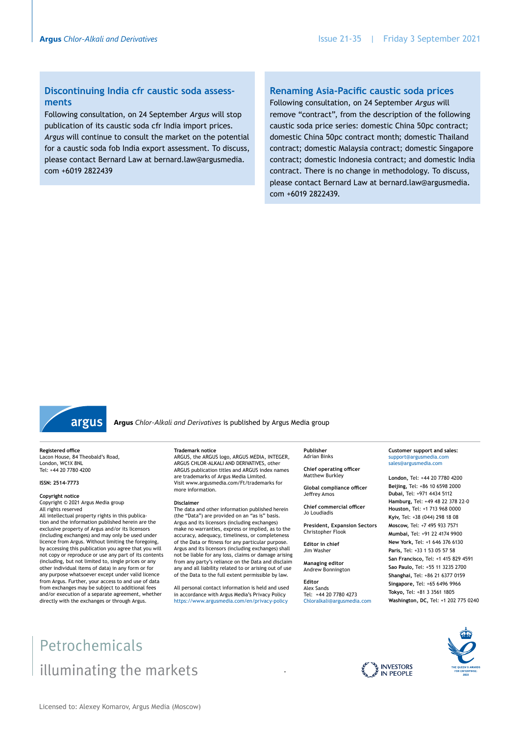## Discontinuing India cfr caustic soda assessments

Following consultation, on 24 September *Argus* will stop publication of its caustic soda cfr India import prices. *Argus* will continue to consult the market on the potential for a caustic soda fob India export assessment. To discuss, please contact Bernard Law at bernard.law@argusmedia.com +6019 2822439

## Renaming Asia-Pacific caustic soda prices

Following consultation, on 24 September *Argus* will remove "contract", from the description of the following caustic soda price series: domestic China 50pc contract; domestic China 50pc contract month; domestic Thailand contract; domestic Malaysia contract; domestic Singapore contract; domestic Indonesia contract; and domestic India contract. There is no change in methodology. To discuss, please contact Bernard Law at bernard.law@argusmedia.com +6019 2822439.

**Argus** *Chlor-Alkali and Derivatives* is published by Argus Media group

**Registered office**
Lacon House, 84 Theobald's Road, London, WC1X 8NL
Tel: +44 20 7780 4200

**ISSN: 2514-7773**

**Copyright notice**
Copyright © 2021 Argus Media group
All rights reserved
All intellectual property rights in this publication and the information published herein are the exclusive property of Argus and/or its licensors (including exchanges) and may only be used under licence from Argus. Without limiting the foregoing, by accessing this publication you agree that you will not copy or reproduce or use any part of its contents (including, but not limited to, single prices or any other individual items of data) in any form or for any purpose whatsoever except under valid licence from Argus. Further, your access to and use of data from exchanges may be subject to additional fees and/or execution of a separate agreement, whether directly with the exchanges or through Argus.

**Trademark notice**
ARGUS, the ARGUS logo, ARGUS MEDIA, INTEGER, ARGUS CHLOR-ALKALI AND DERIVATIVES, other ARGUS publication titles and ARGUS index names are trademarks of Argus Media Limited.
Visit www.argusmedia.com/Ft/trademarks for more information.

**Disclaimer**
The data and other information published herein (the "Data") are provided on an "as is" basis. Argus and its licensors (including exchanges) make no warranties, express or implied, as to the accuracy, adequacy, timeliness, or completeness of the Data or fitness for any particular purpose. Argus and its licensors (including exchanges) shall not be liable for any loss, claims or damage arising from any party's reliance on the Data and disclaim any and all liability related to or arising out of use of the Data to the full extent permissible by law.

All personal contact information is held and used in accordance with Argus Media's Privacy Policy
https://www.argusmedia.com/en/privacy-policy

**Publisher**
Adrian Binks

**Chief operating officer**
Matthew Burkley

**Global compliance officer**
Jeffrey Amos

**Chief commercial officer**
Jo Loudiadis

**President, Expansion Sectors**
Christopher Flook

**Editor in chief**
Jim Washer

**Managing editor**
Andrew Bonnington

**Editor**
Alex Sands
Tel: +44 20 7780 4273
Chloralkali@argusmedia.com

**Customer support and sales:**
support@argusmedia.com
sales@argusmedia.com

**London,** Tel: +44 20 7780 4200
**Beijing,** Tel: +86 10 6598 2000
**Dubai,** Tel: +971 4434 5112
**Hamburg,** Tel: +49 48 22 378 22-0
**Houston,** Tel: +1 713 968 0000
**Kyiv,** Tel: +38 (044) 298 18 08
**Moscow,** Tel: +7 495 933 7571
**Mumbai,** Tel: +91 22 4174 9900
**New York,** Tel: +1 646 376 6130
**Paris,** Tel: +33 1 53 05 57 58
**San Francisco,** Tel: +1 415 829 4591
**Sao Paulo,** Tel: +55 11 3235 2700
**Shanghai,** Tel: +86 21 6377 0159
**Singapore,** Tel: +65 6496 9966
**Tokyo,** Tel: +81 3 3561 1805
**Washington, DC,** Tel: +1 202 775 0240

Petrochemicals
illuminating the markets

Licensed to: Alexey Komarov, Argus Media (Moscow)